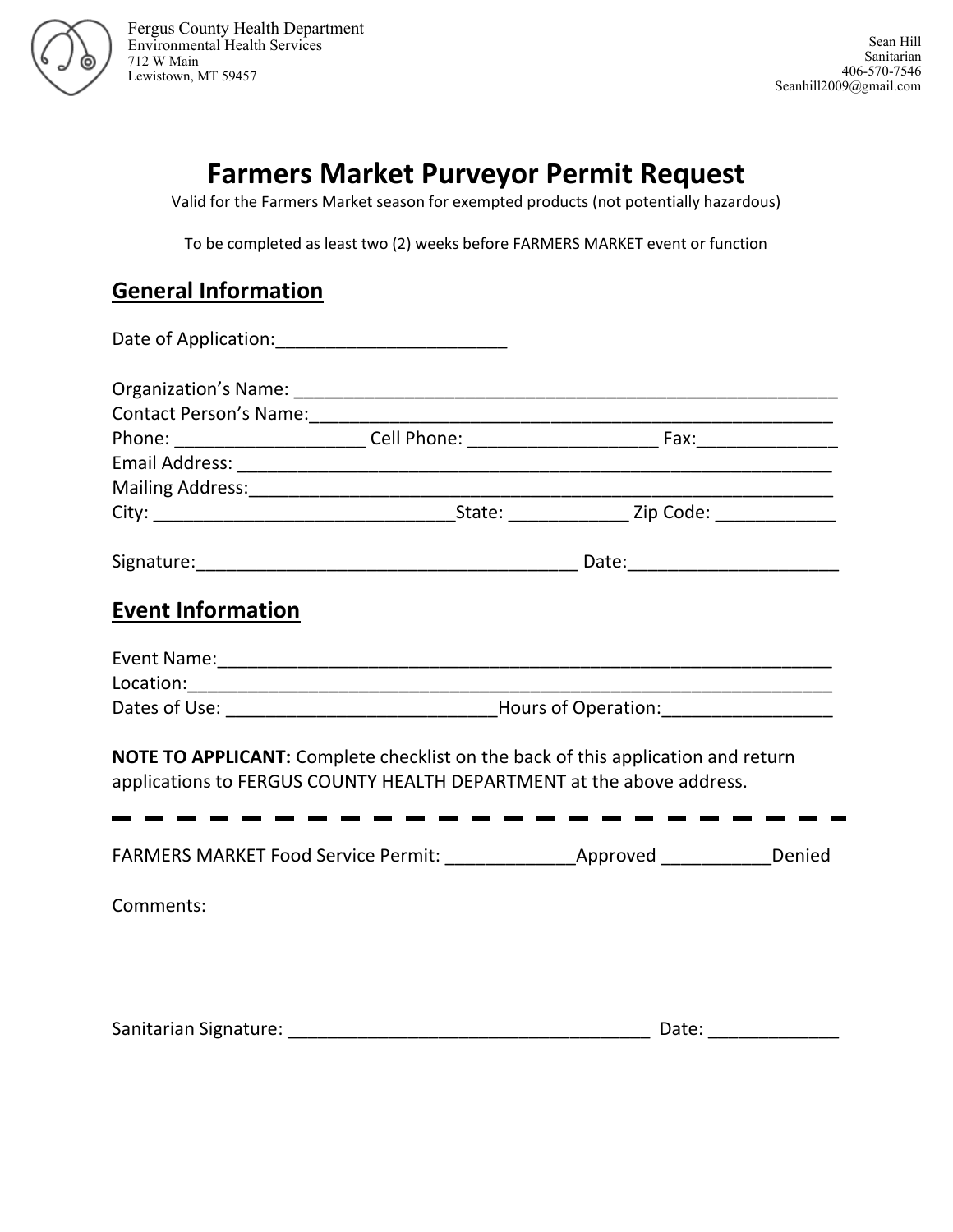Fergus County Health Department
Environmental Health Services
712 W Main
Lewistown, MT 59457

Sean Hill
Sanitarian
406-570-7546
Seanhill2009@gmail.com

# Farmers Market Purveyor Permit Request

Valid for the Farmers Market season for exempted products (not potentially hazardous)

To be completed as least two (2) weeks before FARMERS MARKET event or function

## General Information

Date of Application:_______________________

Organization's Name: ______________________________________________________
Contact Person's Name:_____________________________________________________
Phone: ___________________ Cell Phone: __________________ Fax:_____________
Email Address: _____________________________________________________________
Mailing Address:____________________________________________________________
City: ______________________________State: ____________ Zip Code: ____________

Signature:_____________________________________ Date:____________________

## Event Information

Event Name:_________________________________________________________
Location:____________________________________________________________
Dates of Use: ___________________________Hours of Operation:________________

**NOTE TO APPLICANT:** Complete checklist on the back of this application and return applications to FERGUS COUNTY HEALTH DEPARTMENT at the above address.

---

FARMERS MARKET Food Service Permit: _____________Approved ___________Denied

Comments:

Sanitarian Signature: ____________________________________ Date: _____________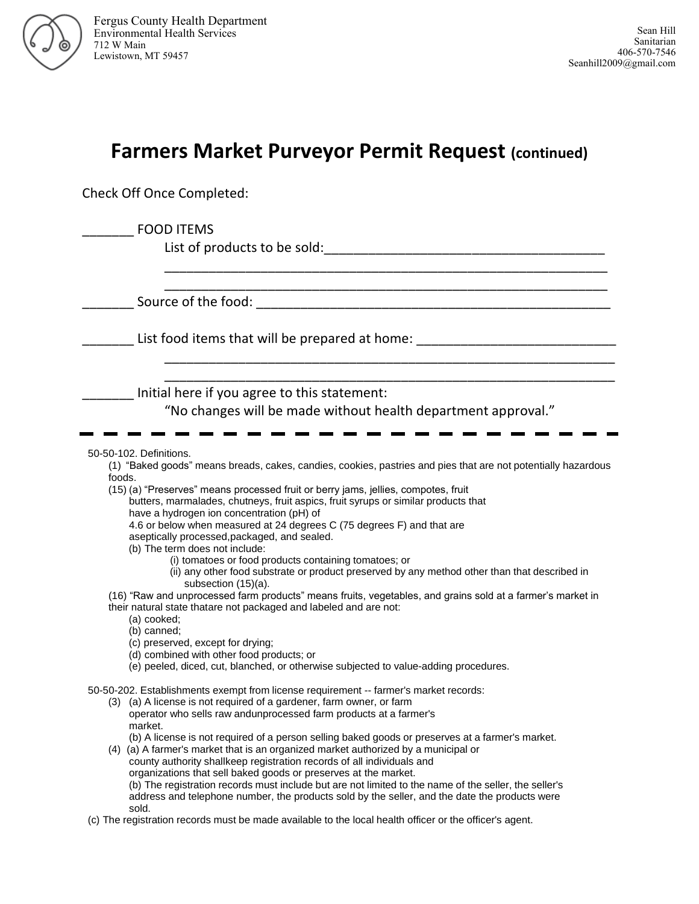Fergus County Health Department
Environmental Health Services
712 W Main
Lewistown, MT 59457

Sean Hill
Sanitarian
406-570-7546
Seanhill2009@gmail.com

# Farmers Market Purveyor Permit Request (continued)

Check Off Once Completed:

_______ FOOD ITEMS

List of products to be sold:_______________________________________
_____________________________________________________________
_____________________________________________________________

_______ Source of the food: ______________________________________________

_______ List food items that will be prepared at home: __________________________
_____________________________________________________________
_____________________________________________________________

_______ Initial here if you agree to this statement:

"No changes will be made without health department approval."

---

50-50-102. Definitions.

(1) "Baked goods" means breads, cakes, candies, cookies, pastries and pies that are not potentially hazardous foods.

(15) (a) "Preserves" means processed fruit or berry jams, jellies, compotes, fruit butters, marmalades, chutneys, fruit aspics, fruit syrups or similar products that have a hydrogen ion concentration (pH) of 4.6 or below when measured at 24 degrees C (75 degrees F) and that are aseptically processed,packaged, and sealed.

(b) The term does not include:

(i) tomatoes or food products containing tomatoes; or

(ii) any other food substrate or product preserved by any method other than that described in subsection (15)(a).

(16) "Raw and unprocessed farm products" means fruits, vegetables, and grains sold at a farmer's market in their natural state thatare not packaged and labeled and are not:

(a) cooked;
(b) canned;
(c) preserved, except for drying;
(d) combined with other food products; or
(e) peeled, diced, cut, blanched, or otherwise subjected to value-adding procedures.

50-50-202. Establishments exempt from license requirement -- farmer's market records:

(3) (a) A license is not required of a gardener, farm owner, or farm operator who sells raw andunprocessed farm products at a farmer's market.

(b) A license is not required of a person selling baked goods or preserves at a farmer's market.

(4) (a) A farmer's market that is an organized market authorized by a municipal or county authority shallkeep registration records of all individuals and organizations that sell baked goods or preserves at the market.

(b) The registration records must include but are not limited to the name of the seller, the seller's address and telephone number, the products sold by the seller, and the date the products were sold.

(c) The registration records must be made available to the local health officer or the officer's agent.